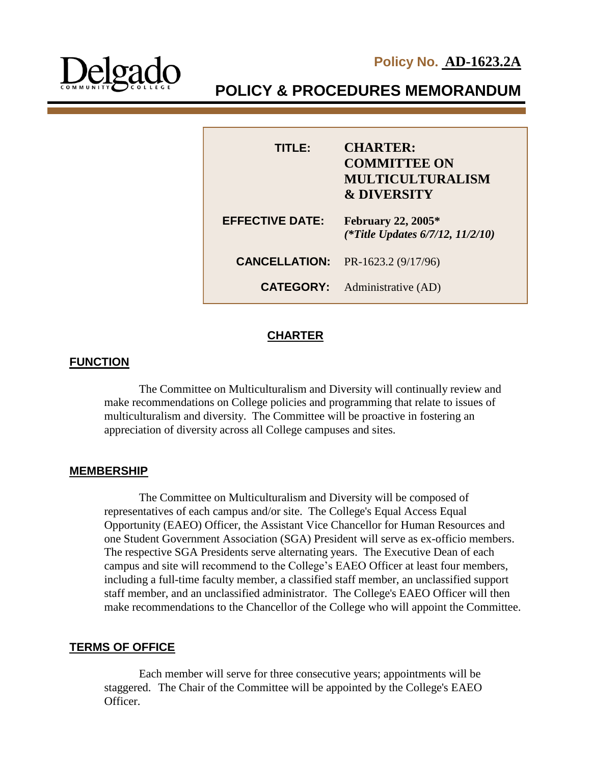Delgado COMMUNITY COLLEGE

**Policy No. AD-1623.2A**

# POLICY & PROCEDURES MEMORANDUM

| | |
|---|---|
| **TITLE:** | **CHARTER: COMMITTEE ON MULTICULTURALISM & DIVERSITY** |
| **EFFECTIVE DATE:** | **February 22, 2005*** ***(*Title Updates 6/7/12, 11/2/10)*** |
| **CANCELLATION:** | PR-1623.2 (9/17/96) |
| **CATEGORY:** | Administrative (AD) |

## CHARTER

### FUNCTION

The Committee on Multiculturalism and Diversity will continually review and make recommendations on College policies and programming that relate to issues of multiculturalism and diversity. The Committee will be proactive in fostering an appreciation of diversity across all College campuses and sites.

### MEMBERSHIP

The Committee on Multiculturalism and Diversity will be composed of representatives of each campus and/or site. The College's Equal Access Equal Opportunity (EAEO) Officer, the Assistant Vice Chancellor for Human Resources and one Student Government Association (SGA) President will serve as ex-officio members. The respective SGA Presidents serve alternating years. The Executive Dean of each campus and site will recommend to the College's EAEO Officer at least four members, including a full-time faculty member, a classified staff member, an unclassified support staff member, and an unclassified administrator. The College's EAEO Officer will then make recommendations to the Chancellor of the College who will appoint the Committee.

### TERMS OF OFFICE

Each member will serve for three consecutive years; appointments will be staggered. The Chair of the Committee will be appointed by the College's EAEO Officer.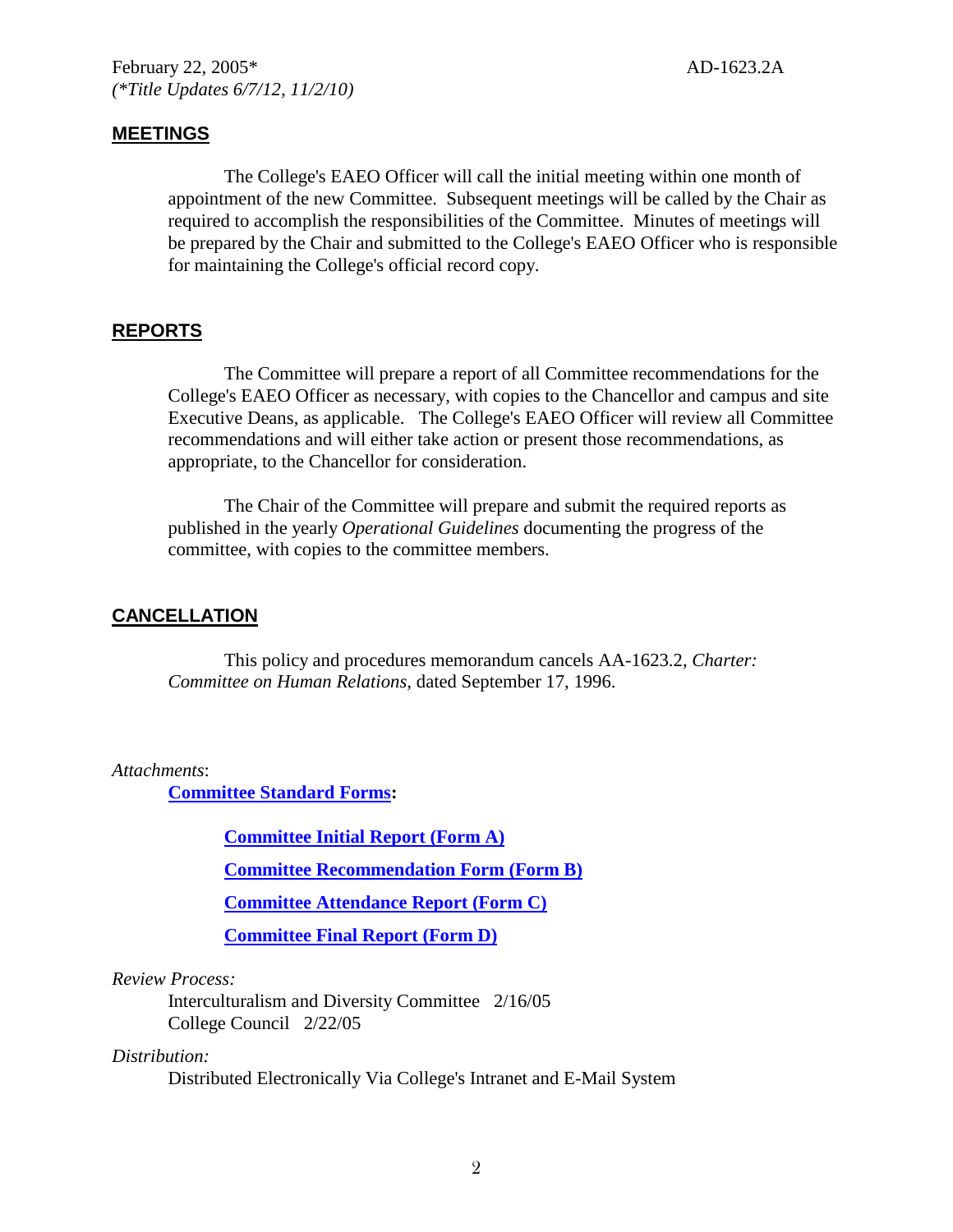## MEETINGS

The College's EAEO Officer will call the initial meeting within one month of appointment of the new Committee. Subsequent meetings will be called by the Chair as required to accomplish the responsibilities of the Committee. Minutes of meetings will be prepared by the Chair and submitted to the College's EAEO Officer who is responsible for maintaining the College's official record copy.

## REPORTS

The Committee will prepare a report of all Committee recommendations for the College's EAEO Officer as necessary, with copies to the Chancellor and campus and site Executive Deans, as applicable. The College's EAEO Officer will review all Committee recommendations and will either take action or present those recommendations, as appropriate, to the Chancellor for consideration.

The Chair of the Committee will prepare and submit the required reports as published in the yearly *Operational Guidelines* documenting the progress of the committee, with copies to the committee members.

## CANCELLATION

This policy and procedures memorandum cancels AA-1623.2, *Charter: Committee on Human Relations*, dated September 17, 1996.

*Attachments*:

**Committee Standard Forms:**

- **Committee Initial Report (Form A)**
- **Committee Recommendation Form (Form B)**
- **Committee Attendance Report (Form C)**
- **Committee Final Report (Form D)**

*Review Process:*

Interculturalism and Diversity Committee 2/16/05
College Council 2/22/05

*Distribution:*

Distributed Electronically Via College's Intranet and E-Mail System